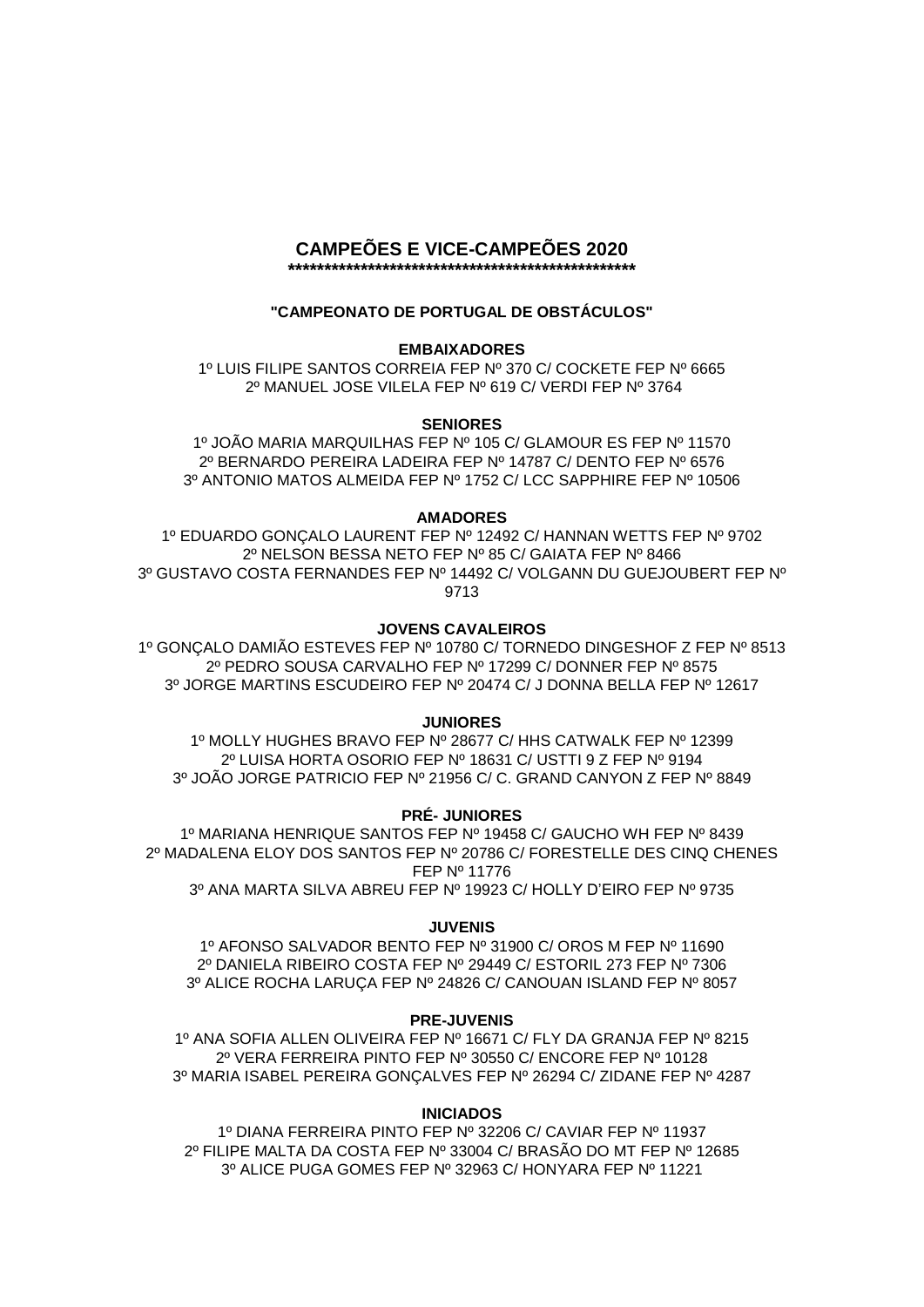# CAMPEÕES E VICE-CAMPEÕES 2020

**************************************************

### "CAMPEONATO DE PORTUGAL DE OBSTÁCULOS"

**EMBAIXADORES**

1º LUIS FILIPE SANTOS CORREIA FEP Nº 370 C/ COCKETE FEP Nº 6665
2º MANUEL JOSE VILELA FEP Nº 619 C/ VERDI FEP Nº 3764

**SENIORES**

1º JOÃO MARIA MARQUILHAS FEP Nº 105 C/ GLAMOUR ES FEP Nº 11570
2º BERNARDO PEREIRA LADEIRA FEP Nº 14787 C/ DENTO FEP Nº 6576
3º ANTONIO MATOS ALMEIDA FEP Nº 1752 C/ LCC SAPPHIRE FEP Nº 10506

**AMADORES**

1º EDUARDO GONÇALO LAURENT FEP Nº 12492 C/ HANNAN WETTS FEP Nº 9702
2º NELSON BESSA NETO FEP Nº 85 C/ GAIATA FEP Nº 8466
3º GUSTAVO COSTA FERNANDES FEP Nº 14492 C/ VOLGANN DU GUEJOUBERT FEP Nº 9713

**JOVENS CAVALEIROS**

1º GONÇALO DAMIÃO ESTEVES FEP Nº 10780 C/ TORNEDO DINGESHOF Z FEP Nº 8513
2º PEDRO SOUSA CARVALHO FEP Nº 17299 C/ DONNER FEP Nº 8575
3º JORGE MARTINS ESCUDEIRO FEP Nº 20474 C/ J DONNA BELLA FEP Nº 12617

**JUNIORES**

1º MOLLY HUGHES BRAVO FEP Nº 28677 C/ HHS CATWALK FEP Nº 12399
2º LUISA HORTA OSORIO FEP Nº 18631 C/ USTTI 9 Z FEP Nº 9194
3º JOÃO JORGE PATRICIO FEP Nº 21956 C/ C. GRAND CANYON Z FEP Nº 8849

**PRÉ- JUNIORES**

1º MARIANA HENRIQUE SANTOS FEP Nº 19458 C/ GAUCHO WH FEP Nº 8439
2º MADALENA ELOY DOS SANTOS FEP Nº 20786 C/ FORESTELLE DES CINQ CHENES FEP Nº 11776
3º ANA MARTA SILVA ABREU FEP Nº 19923 C/ HOLLY D'EIRO FEP Nº 9735

**JUVENIS**

1º AFONSO SALVADOR BENTO FEP Nº 31900 C/ OROS M FEP Nº 11690
2º DANIELA RIBEIRO COSTA FEP Nº 29449 C/ ESTORIL 273 FEP Nº 7306
3º ALICE ROCHA LARUÇA FEP Nº 24826 C/ CANOUAN ISLAND FEP Nº 8057

**PRE-JUVENIS**

1º ANA SOFIA ALLEN OLIVEIRA FEP Nº 16671 C/ FLY DA GRANJA FEP Nº 8215
2º VERA FERREIRA PINTO FEP Nº 30550 C/ ENCORE FEP Nº 10128
3º MARIA ISABEL PEREIRA GONÇALVES FEP Nº 26294 C/ ZIDANE FEP Nº 4287

**INICIADOS**

1º DIANA FERREIRA PINTO FEP Nº 32206 C/ CAVIAR FEP Nº 11937
2º FILIPE MALTA DA COSTA FEP Nº 33004 C/ BRASÃO DO MT FEP Nº 12685
3º ALICE PUGA GOMES FEP Nº 32963 C/ HONYARA FEP Nº 11221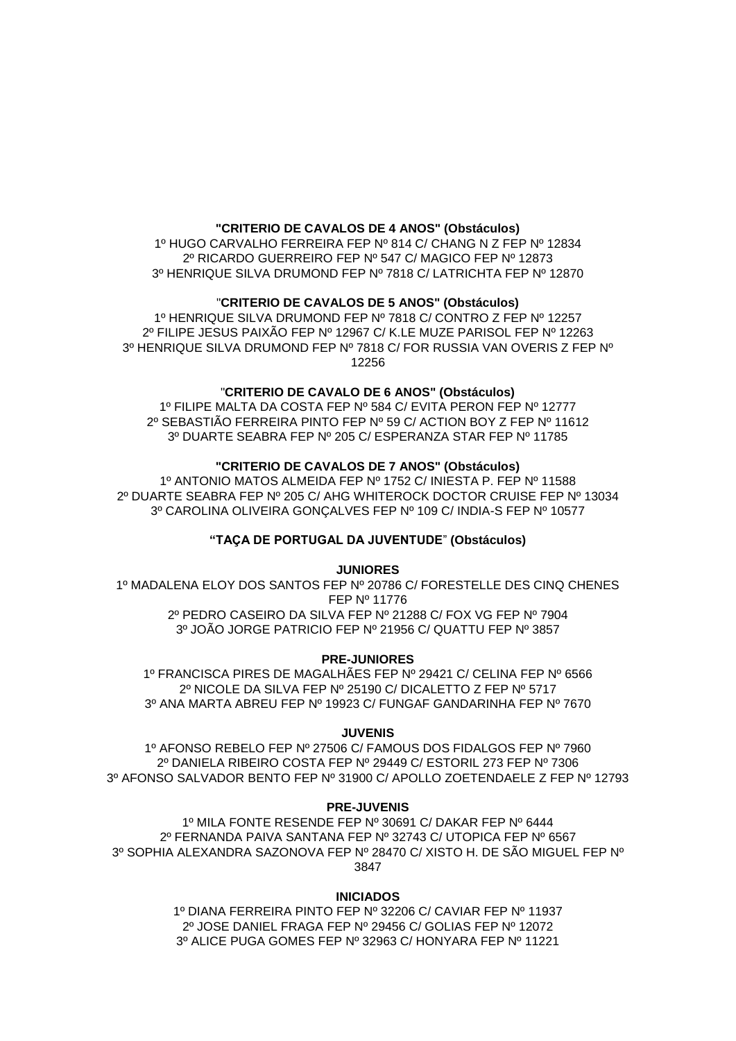**"CRITERIO DE CAVALOS DE 4 ANOS" (Obstáculos)**

1º HUGO CARVALHO FERREIRA FEP Nº 814 C/ CHANG N Z FEP Nº 12834
2º RICARDO GUERREIRO FEP Nº 547 C/ MAGICO FEP Nº 12873
3º HENRIQUE SILVA DRUMOND FEP Nº 7818 C/ LATRICHTA FEP Nº 12870

"**CRITERIO DE CAVALOS DE 5 ANOS" (Obstáculos)**

1º HENRIQUE SILVA DRUMOND FEP Nº 7818 C/ CONTRO Z FEP Nº 12257
2º FILIPE JESUS PAIXÃO FEP Nº 12967 C/ K.LE MUZE PARISOL FEP Nº 12263
3º HENRIQUE SILVA DRUMOND FEP Nº 7818 C/ FOR RUSSIA VAN OVERIS Z FEP Nº 12256

"**CRITERIO DE CAVALO DE 6 ANOS" (Obstáculos)**

1º FILIPE MALTA DA COSTA FEP Nº 584 C/ EVITA PERON FEP Nº 12777
2º SEBASTIÃO FERREIRA PINTO FEP Nº 59 C/ ACTION BOY Z FEP Nº 11612
3º DUARTE SEABRA FEP Nº 205 C/ ESPERANZA STAR FEP Nº 11785

**"CRITERIO DE CAVALOS DE 7 ANOS" (Obstáculos)**

1º ANTONIO MATOS ALMEIDA FEP Nº 1752 C/ INIESTA P. FEP Nº 11588
2º DUARTE SEABRA FEP Nº 205 C/ AHG WHITEROCK DOCTOR CRUISE FEP Nº 13034
3º CAROLINA OLIVEIRA GONÇALVES FEP Nº 109 C/ INDIA-S FEP Nº 10577

**"TAÇA DE PORTUGAL DA JUVENTUDE" (Obstáculos)**

**JUNIORES**

1º MADALENA ELOY DOS SANTOS FEP Nº 20786 C/ FORESTELLE DES CINQ CHENES FEP Nº 11776
2º PEDRO CASEIRO DA SILVA FEP Nº 21288 C/ FOX VG FEP Nº 7904
3º JOÃO JORGE PATRICIO FEP Nº 21956 C/ QUATTU FEP Nº 3857

**PRE-JUNIORES**

1º FRANCISCA PIRES DE MAGALHÃES FEP Nº 29421 C/ CELINA FEP Nº 6566
2º NICOLE DA SILVA FEP Nº 25190 C/ DICALETTO Z FEP Nº 5717
3º ANA MARTA ABREU FEP Nº 19923 C/ FUNGAF GANDARINHA FEP Nº 7670

**JUVENIS**

1º AFONSO REBELO FEP Nº 27506 C/ FAMOUS DOS FIDALGOS FEP Nº 7960
2º DANIELA RIBEIRO COSTA FEP Nº 29449 C/ ESTORIL 273 FEP Nº 7306
3º AFONSO SALVADOR BENTO FEP Nº 31900 C/ APOLLO ZOETENDAELE Z FEP Nº 12793

**PRE-JUVENIS**

1º MILA FONTE RESENDE FEP Nº 30691 C/ DAKAR FEP Nº 6444
2º FERNANDA PAIVA SANTANA FEP Nº 32743 C/ UTOPICA FEP Nº 6567
3º SOPHIA ALEXANDRA SAZONOVA FEP Nº 28470 C/ XISTO H. DE SÃO MIGUEL FEP Nº 3847

**INICIADOS**

1º DIANA FERREIRA PINTO FEP Nº 32206 C/ CAVIAR FEP Nº 11937
2º JOSE DANIEL FRAGA FEP Nº 29456 C/ GOLIAS FEP Nº 12072
3º ALICE PUGA GOMES FEP Nº 32963 C/ HONYARA FEP Nº 11221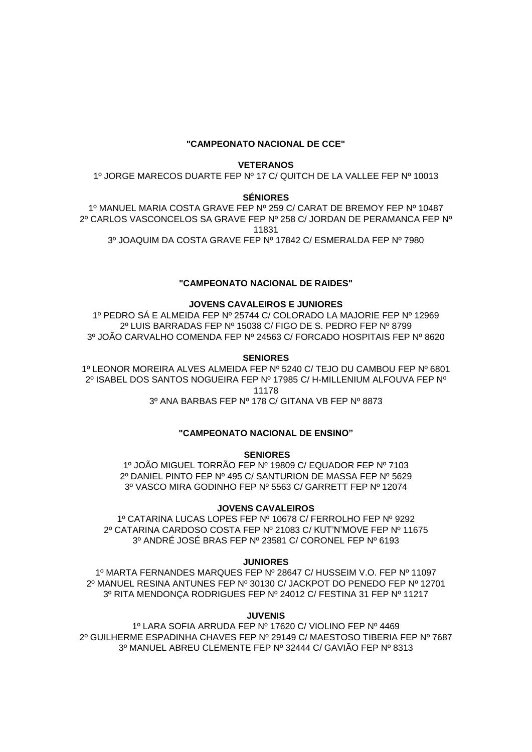**"CAMPEONATO NACIONAL DE CCE"**

**VETERANOS**

1º JORGE MARECOS DUARTE FEP Nº 17 C/ QUITCH DE LA VALLEE FEP Nº 10013

**SÉNIORES**

1º MANUEL MARIA COSTA GRAVE FEP Nº 259 C/ CARAT DE BREMOY FEP Nº 10487
2º CARLOS VASCONCELOS SA GRAVE FEP Nº 258 C/ JORDAN DE PERAMANCA FEP Nº 11831
3º JOAQUIM DA COSTA GRAVE FEP Nº 17842 C/ ESMERALDA FEP Nº 7980

**"CAMPEONATO NACIONAL DE RAIDES"**

**JOVENS CAVALEIROS E JUNIORES**

1º PEDRO SÁ E ALMEIDA FEP Nº 25744 C/ COLORADO LA MAJORIE FEP Nº 12969
2º LUIS BARRADAS FEP Nº 15038 C/ FIGO DE S. PEDRO FEP Nº 8799
3º JOÃO CARVALHO COMENDA FEP Nº 24563 C/ FORCADO HOSPITAIS FEP Nº 8620

**SENIORES**

1º LEONOR MOREIRA ALVES ALMEIDA FEP Nº 5240 C/ TEJO DU CAMBOU FEP Nº 6801
2º ISABEL DOS SANTOS NOGUEIRA FEP Nº 17985 C/ H-MILLENIUM ALFOUVA FEP Nº 11178
3º ANA BARBAS FEP Nº 178 C/ GITANA VB FEP Nº 8873

**"CAMPEONATO NACIONAL DE ENSINO"**

**SENIORES**

1º JOÃO MIGUEL TORRÃO FEP Nº 19809 C/ EQUADOR FEP Nº 7103
2º DANIEL PINTO FEP Nº 495 C/ SANTURION DE MASSA FEP Nº 5629
3º VASCO MIRA GODINHO FEP Nº 5563 C/ GARRETT FEP Nº 12074

**JOVENS CAVALEIROS**

1º CATARINA LUCAS LOPES FEP Nº 10678 C/ FERROLHO FEP Nº 9292
2º CATARINA CARDOSO COSTA FEP Nº 21083 C/ KUT'N'MOVE FEP Nº 11675
3º ANDRÉ JOSÉ BRAS FEP Nº 23581 C/ CORONEL FEP Nº 6193

**JUNIORES**

1º MARTA FERNANDES MARQUES FEP Nº 28647 C/ HUSSEIM V.O. FEP Nº 11097
2º MANUEL RESINA ANTUNES FEP Nº 30130 C/ JACKPOT DO PENEDO FEP Nº 12701
3º RITA MENDONÇA RODRIGUES FEP Nº 24012 C/ FESTINA 31 FEP Nº 11217

**JUVENIS**

1º LARA SOFIA ARRUDA FEP Nº 17620 C/ VIOLINO FEP Nº 4469
2º GUILHERME ESPADINHA CHAVES FEP Nº 29149 C/ MAESTOSO TIBERIA FEP Nº 7687
3º MANUEL ABREU CLEMENTE FEP Nº 32444 C/ GAVIÃO FEP Nº 8313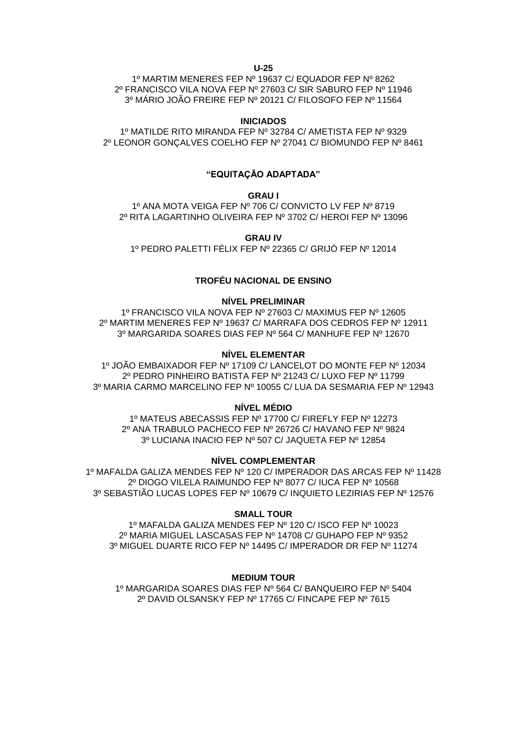**U-25**

1º MARTIM MENERES FEP Nº 19637 C/ EQUADOR FEP Nº 8262
2º FRANCISCO VILA NOVA FEP Nº 27603 C/ SIR SABURO FEP Nº 11946
3º MÁRIO JOÃO FREIRE FEP Nº 20121 C/ FILOSOFO FEP Nº 11564

**INICIADOS**

1º MATILDE RITO MIRANDA FEP Nº 32784 C/ AMETISTA FEP Nº 9329
2º LEONOR GONÇALVES COELHO FEP Nº 27041 C/ BIOMUNDO FEP Nº 8461

## "EQUITAÇÃO ADAPTADA"

**GRAU I**

1º ANA MOTA VEIGA FEP Nº 706 C/ CONVICTO LV FEP Nº 8719
2º RITA LAGARTINHO OLIVEIRA FEP Nº 3702 C/ HEROI FEP Nº 13096

**GRAU IV**

1º PEDRO PALETTI FÉLIX FEP Nº 22365 C/ GRIJÓ FEP Nº 12014

## TROFÉU NACIONAL DE ENSINO

**NÍVEL PRELIMINAR**

1º FRANCISCO VILA NOVA FEP Nº 27603 C/ MAXIMUS FEP Nº 12605
2º MARTIM MENERES FEP Nº 19637 C/ MARRAFA DOS CEDROS FEP Nº 12911
3º MARGARIDA SOARES DIAS FEP Nº 564 C/ MANHUFE FEP Nº 12670

**NÍVEL ELEMENTAR**

1º JOÃO EMBAIXADOR FEP Nº 17109 C/ LANCELOT DO MONTE FEP Nº 12034
2º PEDRO PINHEIRO BATISTA FEP Nº 21243 C/ LUXO FEP Nº 11799
3º MARIA CARMO MARCELINO FEP Nº 10055 C/ LUA DA SESMARIA FEP Nº 12943

**NÍVEL MÉDIO**

1º MATEUS ABECASSIS FEP Nº 17700 C/ FIREFLY FEP Nº 12273
2º ANA TRABULO PACHECO FEP Nº 26726 C/ HAVANO FEP Nº 9824
3º LUCIANA INACIO FEP Nº 507 C/ JAQUETA FEP Nº 12854

**NÍVEL COMPLEMENTAR**

1º MAFALDA GALIZA MENDES FEP Nº 120 C/ IMPERADOR DAS ARCAS FEP Nº 11428
2º DIOGO VILELA RAIMUNDO FEP Nº 8077 C/ IUCA FEP Nº 10568
3º SEBASTIÃO LUCAS LOPES FEP Nº 10679 C/ INQUIETO LEZIRIAS FEP Nº 12576

**SMALL TOUR**

1º MAFALDA GALIZA MENDES FEP Nº 120 C/ ISCO FEP Nº 10023
2º MARIA MIGUEL LASCASAS FEP Nº 14708 C/ GUHAPO FEP Nº 9352
3º MIGUEL DUARTE RICO FEP Nº 14495 C/ IMPERADOR DR FEP Nº 11274

**MEDIUM TOUR**

1º MARGARIDA SOARES DIAS FEP Nº 564 C/ BANQUEIRO FEP Nº 5404
2º DAVID OLSANSKY FEP Nº 17765 C/ FINCAPE FEP Nº 7615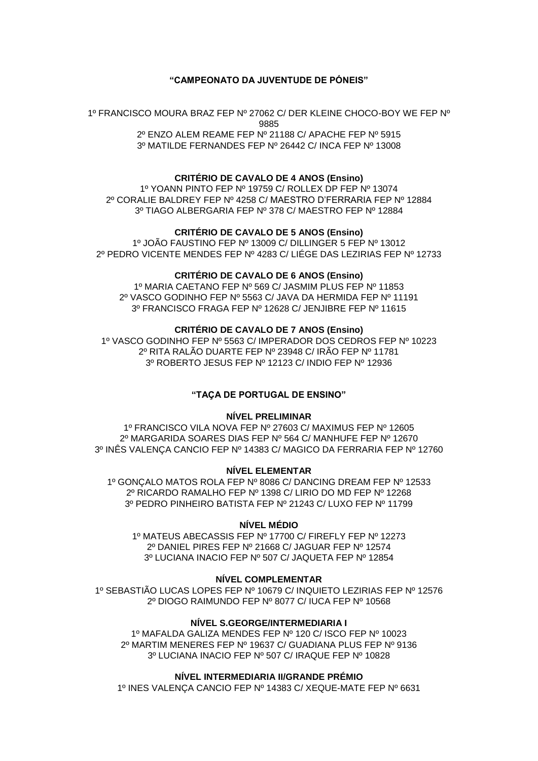**“CAMPEONATO DA JUVENTUDE DE PÓNEIS”**

1º FRANCISCO MOURA BRAZ FEP Nº 27062 C/ DER KLEINE CHOCO-BOY WE FEP Nº 9885
2º ENZO ALEM REAME FEP Nº 21188 C/ APACHE FEP Nº 5915
3º MATILDE FERNANDES FEP Nº 26442 C/ INCA FEP Nº 13008

**CRITÉRIO DE CAVALO DE 4 ANOS (Ensino)**

1º YOANN PINTO FEP Nº 19759 C/ ROLLEX DP FEP Nº 13074
2º CORALIE BALDREY FEP Nº 4258 C/ MAESTRO D’FERRARIA FEP Nº 12884
3º TIAGO ALBERGARIA FEP Nº 378 C/ MAESTRO FEP Nº 12884

**CRITÉRIO DE CAVALO DE 5 ANOS (Ensino)**

1º JOÃO FAUSTINO FEP Nº 13009 C/ DILLINGER 5 FEP Nº 13012
2º PEDRO VICENTE MENDES FEP Nº 4283 C/ LIÉGE DAS LEZIRIAS FEP Nº 12733

**CRITÉRIO DE CAVALO DE 6 ANOS (Ensino)**

1º MARIA CAETANO FEP Nº 569 C/ JASMIM PLUS FEP Nº 11853
2º VASCO GODINHO FEP Nº 5563 C/ JAVA DA HERMIDA FEP Nº 11191
3º FRANCISCO FRAGA FEP Nº 12628 C/ JENJIBRE FEP Nº 11615

**CRITÉRIO DE CAVALO DE 7 ANOS (Ensino)**

1º VASCO GODINHO FEP Nº 5563 C/ IMPERADOR DOS CEDROS FEP Nº 10223
2º RITA RALÃO DUARTE FEP Nº 23948 C/ IRÃO FEP Nº 11781
3º ROBERTO JESUS FEP Nº 12123 C/ INDIO FEP Nº 12936

**“TAÇA DE PORTUGAL DE ENSINO”**

**NÍVEL PRELIMINAR**

1º FRANCISCO VILA NOVA FEP Nº 27603 C/ MAXIMUS FEP Nº 12605
2º MARGARIDA SOARES DIAS FEP Nº 564 C/ MANHUFE FEP Nº 12670
3º INÊS VALENÇA CANCIO FEP Nº 14383 C/ MAGICO DA FERRARIA FEP Nº 12760

**NÍVEL ELEMENTAR**

1º GONÇALO MATOS ROLA FEP Nº 8086 C/ DANCING DREAM FEP Nº 12533
2º RICARDO RAMALHO FEP Nº 1398 C/ LIRIO DO MD FEP Nº 12268
3º PEDRO PINHEIRO BATISTA FEP Nº 21243 C/ LUXO FEP Nº 11799

**NÍVEL MÉDIO**

1º MATEUS ABECASSIS FEP Nº 17700 C/ FIREFLY FEP Nº 12273
2º DANIEL PIRES FEP Nº 21668 C/ JAGUAR FEP Nº 12574
3º LUCIANA INACIO FEP Nº 507 C/ JAQUETA FEP Nº 12854

**NÍVEL COMPLEMENTAR**

1º SEBASTIÃO LUCAS LOPES FEP Nº 10679 C/ INQUIETO LEZIRIAS FEP Nº 12576
2º DIOGO RAIMUNDO FEP Nº 8077 C/ IUCA FEP Nº 10568

**NÍVEL S.GEORGE/INTERMEDIARIA I**

1º MAFALDA GALIZA MENDES FEP Nº 120 C/ ISCO FEP Nº 10023
2º MARTIM MENERES FEP Nº 19637 C/ GUADIANA PLUS FEP Nº 9136
3º LUCIANA INACIO FEP Nº 507 C/ IRAQUE FEP Nº 10828

**NÍVEL INTERMEDIARIA II/GRANDE PRÉMIO**

1º INES VALENÇA CANCIO FEP Nº 14383 C/ XEQUE-MATE FEP Nº 6631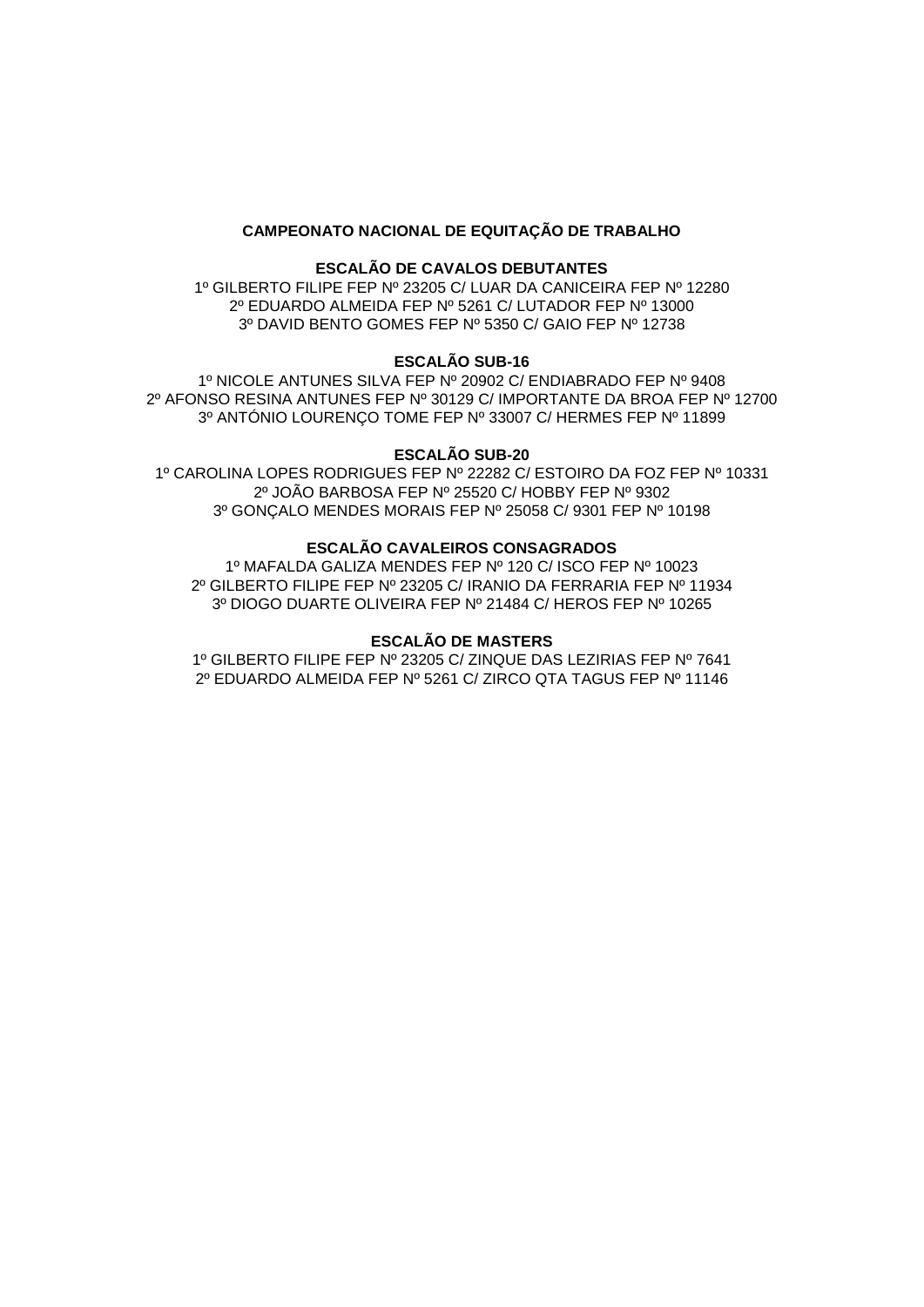## CAMPEONATO NACIONAL DE EQUITAÇÃO DE TRABALHO

### ESCALÃO DE CAVALOS DEBUTANTES

1º GILBERTO FILIPE FEP Nº 23205 C/ LUAR DA CANICEIRA FEP Nº 12280
2º EDUARDO ALMEIDA FEP Nº 5261 C/ LUTADOR FEP Nº 13000
3º DAVID BENTO GOMES FEP Nº 5350 C/ GAIO FEP Nº 12738

### ESCALÃO SUB-16

1º NICOLE ANTUNES SILVA FEP Nº 20902 C/ ENDIABRADO FEP Nº 9408
2º AFONSO RESINA ANTUNES FEP Nº 30129 C/ IMPORTANTE DA BROA FEP Nº 12700
3º ANTÓNIO LOURENÇO TOME FEP Nº 33007 C/ HERMES FEP Nº 11899

### ESCALÃO SUB-20

1º CAROLINA LOPES RODRIGUES FEP Nº 22282 C/ ESTOIRO DA FOZ FEP Nº 10331
2º JOÃO BARBOSA FEP Nº 25520 C/ HOBBY FEP Nº 9302
3º GONÇALO MENDES MORAIS FEP Nº 25058 C/ 9301 FEP Nº 10198

### ESCALÃO CAVALEIROS CONSAGRADOS

1º MAFALDA GALIZA MENDES FEP Nº 120 C/ ISCO FEP Nº 10023
2º GILBERTO FILIPE FEP Nº 23205 C/ IRANIO DA FERRARIA FEP Nº 11934
3º DIOGO DUARTE OLIVEIRA FEP Nº 21484 C/ HEROS FEP Nº 10265

### ESCALÃO DE MASTERS

1º GILBERTO FILIPE FEP Nº 23205 C/ ZINQUE DAS LEZIRIAS FEP Nº 7641
2º EDUARDO ALMEIDA FEP Nº 5261 C/ ZIRCO QTA TAGUS FEP Nº 11146